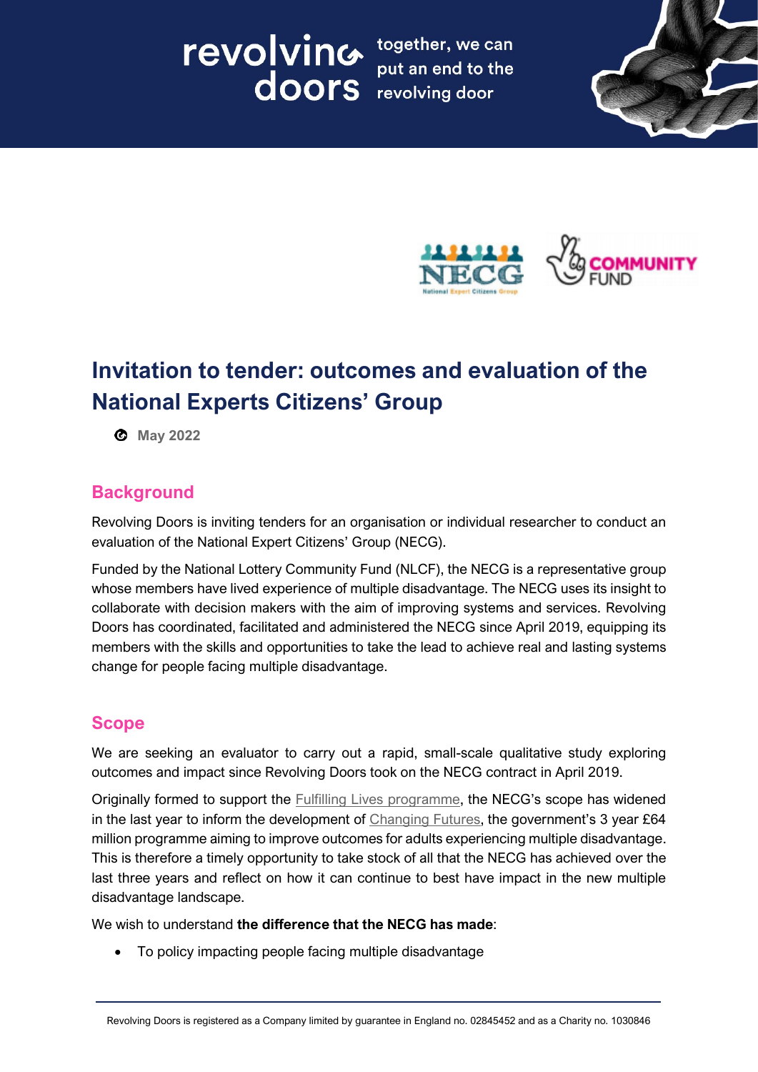# Invitation to tender: outcomes and evaluation of the National Experts Citizens' Group

May 2022

## Background

Revolving Doors is inviting tenders for an organisation or individual researcher to conduct an evaluation of the National Expert Citizens' Group (NECG).

Funded by the National Lottery Community Fund (NLCF), the NECG is a representative group whose members have lived experience of multiple disadvantage. The NECG uses its insight to collaborate with decision makers with the aim of improving systems and services. Revolving Doors has coordinated, facilitated and administered the NECG since April 2019, equipping its members with the skills and opportunities to take the lead to achieve real and lasting systems change for people facing multiple disadvantage.

## Scope

We are seeking an evaluator to carry out a rapid, small-scale qualitative study exploring outcomes and impact since Revolving Doors took on the NECG contract in April 2019.

Originally formed to support the Fulfilling Lives programme, the NECG's scope has widened in the last year to inform the development of Changing Futures, the government's 3 year £64 million programme aiming to improve outcomes for adults experiencing multiple disadvantage. This is therefore a timely opportunity to take stock of all that the NECG has achieved over the last three years and reflect on how it can continue to best have impact in the new multiple disadvantage landscape.

We wish to understand **the difference that the NECG has made**:

- To policy impacting people facing multiple disadvantage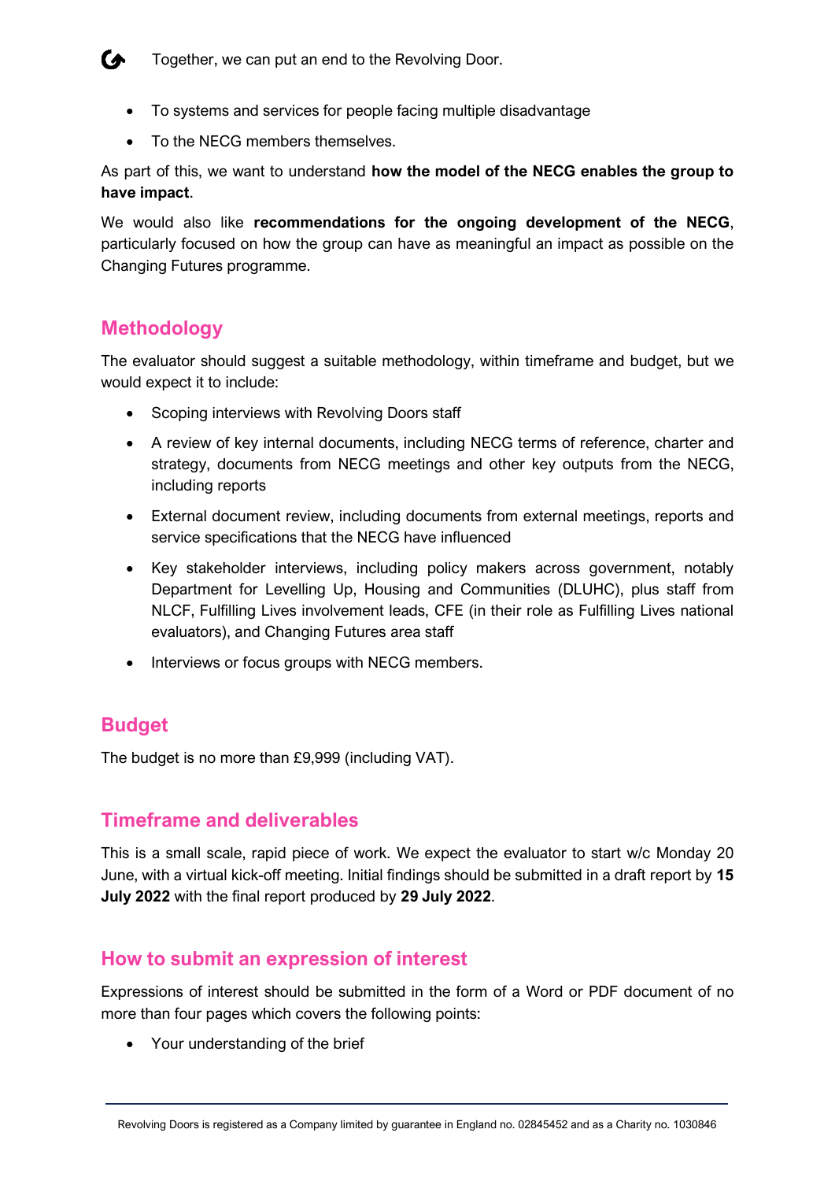- To systems and services for people facing multiple disadvantage
- To the NECG members themselves.

As part of this, we want to understand **how the model of the NECG enables the group to have impact**.

We would also like **recommendations for the ongoing development of the NECG**, particularly focused on how the group can have as meaningful an impact as possible on the Changing Futures programme.

## Methodology

The evaluator should suggest a suitable methodology, within timeframe and budget, but we would expect it to include:

- Scoping interviews with Revolving Doors staff
- A review of key internal documents, including NECG terms of reference, charter and strategy, documents from NECG meetings and other key outputs from the NECG, including reports
- External document review, including documents from external meetings, reports and service specifications that the NECG have influenced
- Key stakeholder interviews, including policy makers across government, notably Department for Levelling Up, Housing and Communities (DLUHC), plus staff from NLCF, Fulfilling Lives involvement leads, CFE (in their role as Fulfilling Lives national evaluators), and Changing Futures area staff
- Interviews or focus groups with NECG members.

## Budget

The budget is no more than £9,999 (including VAT).

## Timeframe and deliverables

This is a small scale, rapid piece of work. We expect the evaluator to start w/c Monday 20 June, with a virtual kick-off meeting. Initial findings should be submitted in a draft report by **15 July 2022** with the final report produced by **29 July 2022**.

## How to submit an expression of interest

Expressions of interest should be submitted in the form of a Word or PDF document of no more than four pages which covers the following points:

- Your understanding of the brief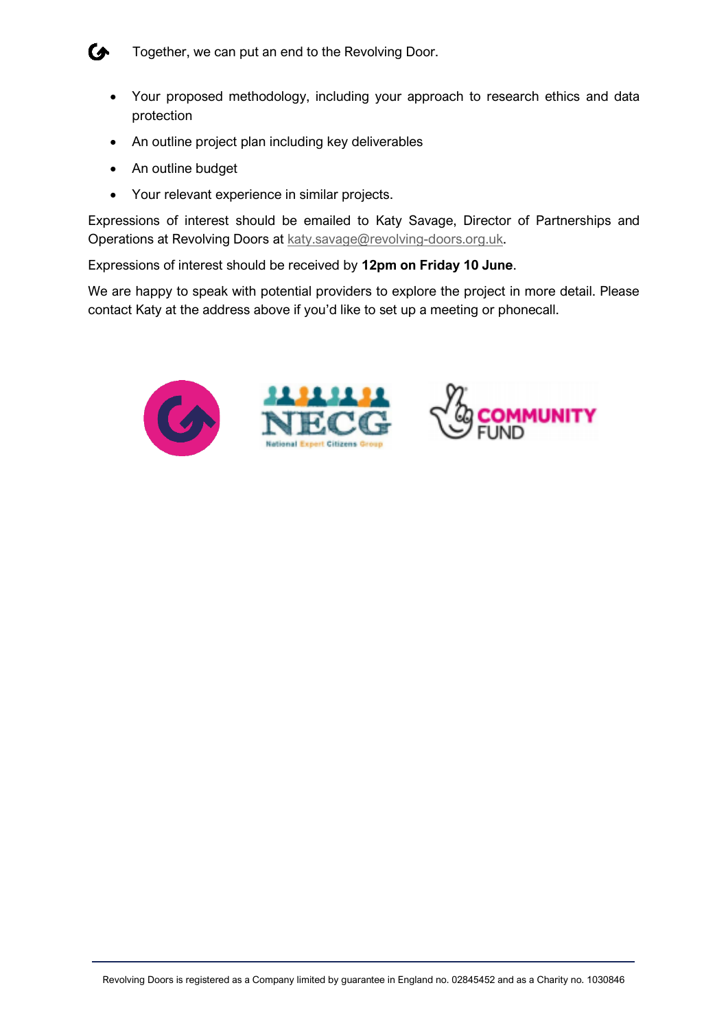- Your proposed methodology, including your approach to research ethics and data protection
- An outline project plan including key deliverables
- An outline budget
- Your relevant experience in similar projects.

Expressions of interest should be emailed to Katy Savage, Director of Partnerships and Operations at Revolving Doors at katy.savage@revolving-doors.org.uk.

Expressions of interest should be received by **12pm on Friday 10 June**.

We are happy to speak with potential providers to explore the project in more detail. Please contact Katy at the address above if you'd like to set up a meeting or phonecall.